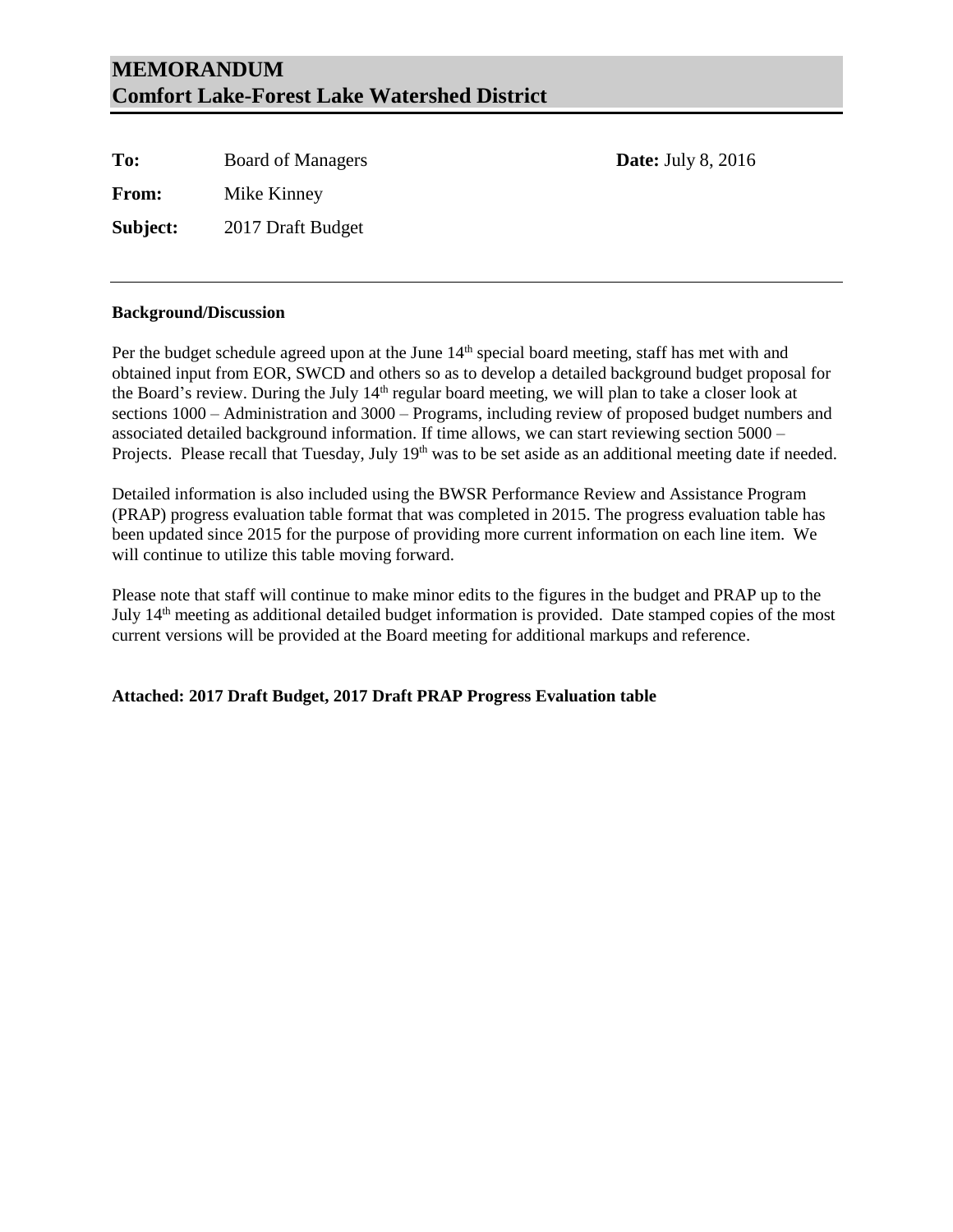# MEMORANDUM
# Comfort Lake-Forest Lake Watershed District

**To:** Board of Managers **Date:** July 8, 2016

**From:** Mike Kinney

**Subject:** 2017 Draft Budget

---

**Background/Discussion**

Per the budget schedule agreed upon at the June 14th special board meeting, staff has met with and obtained input from EOR, SWCD and others so as to develop a detailed background budget proposal for the Board's review. During the July 14th regular board meeting, we will plan to take a closer look at sections 1000 – Administration and 3000 – Programs, including review of proposed budget numbers and associated detailed background information. If time allows, we can start reviewing section 5000 – Projects. Please recall that Tuesday, July 19th was to be set aside as an additional meeting date if needed.

Detailed information is also included using the BWSR Performance Review and Assistance Program (PRAP) progress evaluation table format that was completed in 2015. The progress evaluation table has been updated since 2015 for the purpose of providing more current information on each line item. We will continue to utilize this table moving forward.

Please note that staff will continue to make minor edits to the figures in the budget and PRAP up to the July 14th meeting as additional detailed budget information is provided. Date stamped copies of the most current versions will be provided at the Board meeting for additional markups and reference.

**Attached: 2017 Draft Budget, 2017 Draft PRAP Progress Evaluation table**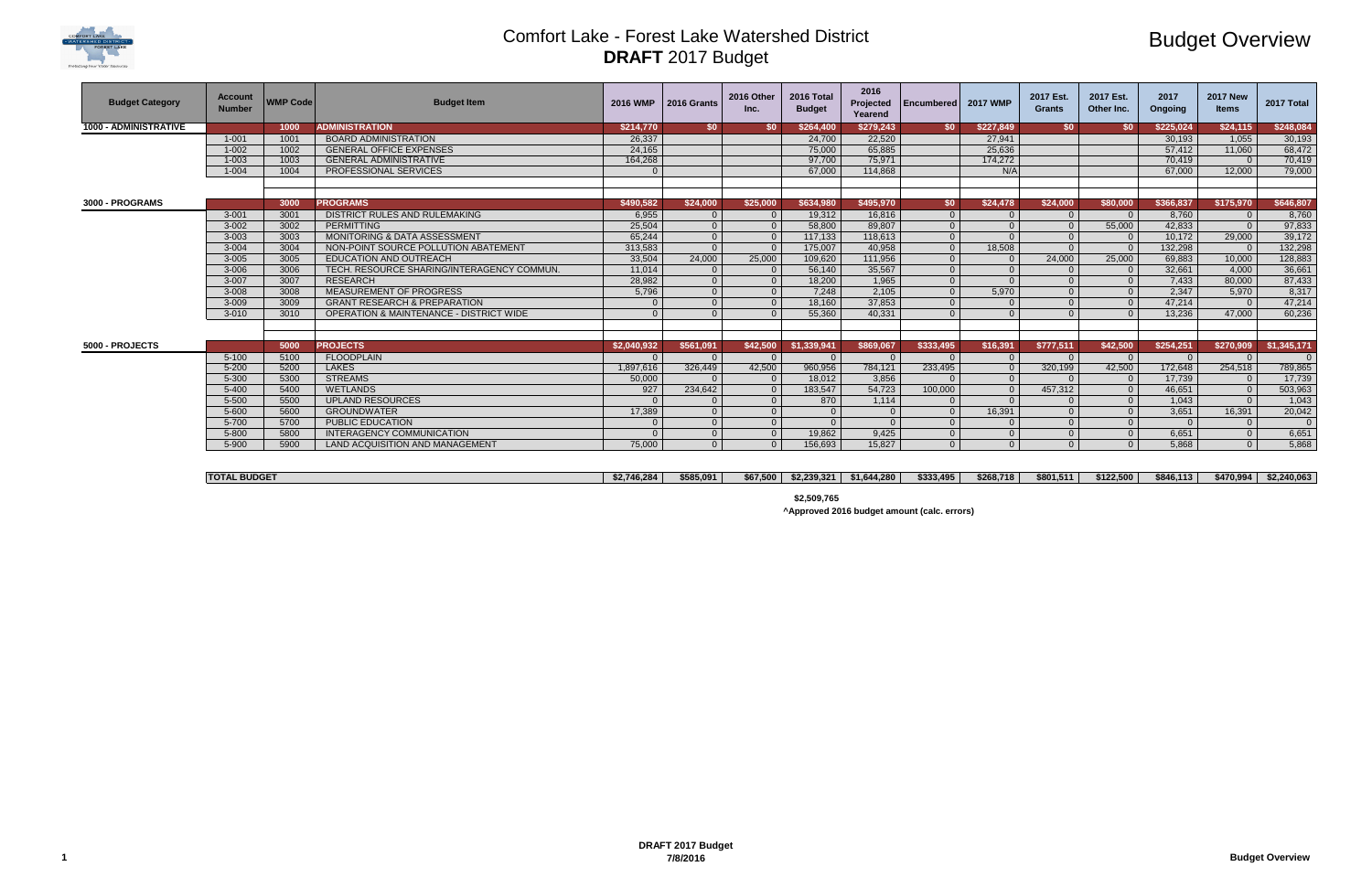# Comfort Lake - Forest Lake Watershed District

## **DRAFT** 2017 Budget

# Budget Overview

| Budget Category | Account Number | WMP Code | Budget Item | 2016 WMP | 2016 Grants | 2016 Other Inc. | 2016 Total Budget | 2016 Projected Yearend | Encumbered | 2017 WMP | 2017 Est. Grants | 2017 Est. Other Inc. | 2017 Ongoing | 2017 New Items | 2017 Total |
|---|---|---|---|---|---|---|---|---|---|---|---|---|---|---|---|
| **1000 - ADMINISTRATIVE** | | **1000** | **ADMINISTRATION** | **$214,770** | **$0** | **$0** | **$264,400** | **$279,243** | **$0** | **$227,849** | **$0** | **$0** | **$225,024** | **$24,115** | **$248,084** |
| | 1-001 | 1001 | BOARD ADMINISTRATION | 26,337 | | | 24,700 | 22,520 | | 27,941 | | | 30,193 | 1,055 | 30,193 |
| | 1-002 | 1002 | GENERAL OFFICE EXPENSES | 24,165 | | | 75,000 | 65,885 | | 25,636 | | | 57,412 | 11,060 | 68,472 |
| | 1-003 | 1003 | GENERAL ADMINISTRATIVE | 164,268 | | | 97,700 | 75,971 | | 174,272 | | | 70,419 | 0 | 70,419 |
| | 1-004 | 1004 | PROFESSIONAL SERVICES | 0 | | | 67,000 | 114,868 | | N/A | | | 67,000 | 12,000 | 79,000 |
| **3000 - PROGRAMS** | | **3000** | **PROGRAMS** | **$490,582** | **$24,000** | **$25,000** | **$634,980** | **$495,970** | **$0** | **$24,478** | **$24,000** | **$80,000** | **$366,837** | **$175,970** | **$646,807** |
| | 3-001 | 3001 | DISTRICT RULES AND RULEMAKING | 6,955 | 0 | 0 | 19,312 | 16,816 | 0 | 0 | 0 | 0 | 8,760 | 0 | 8,760 |
| | 3-002 | 3002 | PERMITTING | 25,504 | 0 | 0 | 58,800 | 89,807 | 0 | 0 | 0 | 55,000 | 42,833 | 0 | 97,833 |
| | 3-003 | 3003 | MONITORING & DATA ASSESSMENT | 65,244 | 0 | 0 | 117,133 | 118,613 | 0 | 0 | 0 | 0 | 10,172 | 29,000 | 39,172 |
| | 3-004 | 3004 | NON-POINT SOURCE POLLUTION ABATEMENT | 313,583 | 0 | 0 | 175,007 | 40,958 | 0 | 18,508 | 0 | 0 | 132,298 | 0 | 132,298 |
| | 3-005 | 3005 | EDUCATION AND OUTREACH | 33,504 | 24,000 | 25,000 | 109,620 | 111,956 | 0 | 0 | 24,000 | 25,000 | 69,883 | 10,000 | 128,883 |
| | 3-006 | 3006 | TECH. RESOURCE SHARING/INTERAGENCY COMMUN. | 11,014 | 0 | 0 | 56,140 | 35,567 | 0 | 0 | 0 | 0 | 32,661 | 4,000 | 36,661 |
| | 3-007 | 3007 | RESEARCH | 28,982 | 0 | 0 | 18,200 | 1,965 | 0 | 0 | 0 | 0 | 7,433 | 80,000 | 87,433 |
| | 3-008 | 3008 | MEASUREMENT OF PROGRESS | 5,796 | 0 | 0 | 7,248 | 2,105 | 0 | 5,970 | 0 | 0 | 2,347 | 5,970 | 8,317 |
| | 3-009 | 3009 | GRANT RESEARCH & PREPARATION | 0 | 0 | 0 | 18,160 | 37,853 | 0 | 0 | 0 | 0 | 47,214 | 0 | 47,214 |
| | 3-010 | 3010 | OPERATION & MAINTENANCE - DISTRICT WIDE | 0 | 0 | 0 | 55,360 | 40,331 | 0 | 0 | 0 | 0 | 13,236 | 47,000 | 60,236 |
| **5000 - PROJECTS** | | **5000** | **PROJECTS** | **$2,040,932** | **$561,091** | **$42,500** | **$1,339,941** | **$869,067** | **$333,495** | **$16,391** | **$777,511** | **$42,500** | **$254,251** | **$270,909** | **$1,345,171** |
| | 5-100 | 5100 | FLOODPLAIN | 0 | 0 | 0 | 0 | 0 | 0 | 0 | 0 | 0 | 0 | 0 | 0 |
| | 5-200 | 5200 | LAKES | 1,897,616 | 326,449 | 42,500 | 960,956 | 784,121 | 233,495 | 0 | 320,199 | 42,500 | 172,648 | 254,518 | 789,865 |
| | 5-300 | 5300 | STREAMS | 50,000 | 0 | 0 | 18,012 | 3,856 | 0 | 0 | 0 | 0 | 17,739 | 0 | 17,739 |
| | 5-400 | 5400 | WETLANDS | 927 | 234,642 | 0 | 183,547 | 54,723 | 100,000 | 0 | 457,312 | 0 | 46,651 | 0 | 503,963 |
| | 5-500 | 5500 | UPLAND RESOURCES | 0 | 0 | 0 | 870 | 1,114 | 0 | 0 | 0 | 0 | 1,043 | 0 | 1,043 |
| | 5-600 | 5600 | GROUNDWATER | 17,389 | 0 | 0 | 0 | 0 | 0 | 16,391 | 0 | 0 | 3,651 | 16,391 | 20,042 |
| | 5-700 | 5700 | PUBLIC EDUCATION | 0 | 0 | 0 | 0 | 0 | 0 | 0 | 0 | 0 | 0 | 0 | 0 |
| | 5-800 | 5800 | INTERAGENCY COMMUNICATION | 0 | 0 | 0 | 19,862 | 9,425 | 0 | 0 | 0 | 0 | 6,651 | 0 | 6,651 |
| | 5-900 | 5900 | LAND ACQUISITION AND MANAGEMENT | 75,000 | 0 | 0 | 156,693 | 15,827 | 0 | 0 | 0 | 0 | 5,868 | 0 | 5,868 |
| | **TOTAL BUDGET** | | | **$2,746,284** | **$585,091** | **$67,500** | **$2,239,321** | **$1,644,280** | **$333,495** | **$268,718** | **$801,511** | **$122,500** | **$846,113** | **$470,994** | **$2,240,063** |

**$2,509,765**

**^Approved 2016 budget amount (calc. errors)**

**DRAFT 2017 Budget**
**7/8/2016**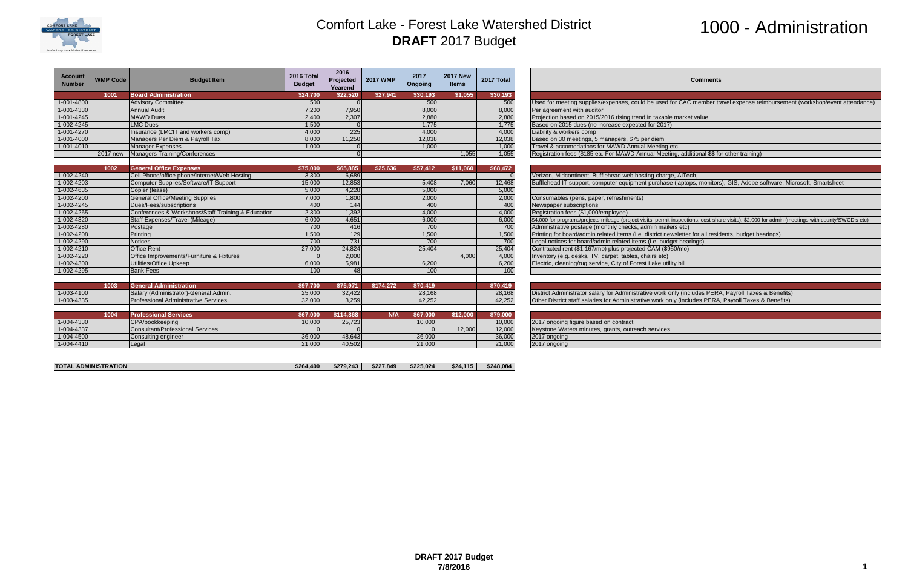# Comfort Lake - Forest Lake Watershed District

## **DRAFT** 2017 Budget

# 1000 - Administration

| Account Number | WMP Code | Budget Item | 2016 Total Budget | 2016 Projected Yearend | 2017 WMP | 2017 Ongoing | 2017 New Items | 2017 Total | Comments |
|---|---|---|---|---|---|---|---|---|---|
| | **1001** | **Board Administration** | **$24,700** | **$22,520** | **$27,941** | **$30,193** | **$1,055** | **$30,193** | |
| 1-001-4800 | | Advisory Committee | 500 | 0 | | 500 | | 500 | Used for meeting supplies/expenses, could be used for CAC member travel expense reimbursement (workshop/event attendance) |
| 1-001-4330 | | Annual Audit | 7,200 | 7,950 | | 8,000 | | 8,000 | Per agreement with auditor |
| 1-001-4245 | | MAWD Dues | 2,400 | 2,307 | | 2,880 | | 2,880 | Projection based on 2015/2016 rising trend in taxable market value |
| 1-002-4245 | | LMC Dues | 1,500 | 0 | | 1,775 | | 1,775 | Based on 2015 dues (no increase expected for 2017) |
| 1-001-4270 | | Insurance (LMCIT and workers comp) | 4,000 | 225 | | 4,000 | | 4,000 | Liability & workers comp |
| 1-001-4000 | | Managers Per Diem & Payroll Tax | 8,000 | 11,250 | | 12,038 | | 12,038 | Based on 30 meetings, 5 managers, $75 per diem |
| 1-001-4010 | | Manager Expenses | 1,000 | 0 | | 1,000 | | 1,000 | Travel & accomodations for MAWD Annual Meeting etc. |
| | 2017 new | Managers Training/Conferences | | 0 | | | 1,055 | 1,055 | Registration fees ($185 ea. For MAWD Annual Meeting, additional $$ for other training) |
| | **1002** | **General Office Expenses** | **$75,000** | **$65,885** | **$25,636** | **$57,412** | **$11,060** | **$68,472** | |
| 1-002-4240 | | Cell Phone/office phone/internet/Web Hosting | 3,300 | 6,689 | | | | 0 | Verizon, Midcontinent, Bufflehead web hosting charge, AiTech, |
| 1-002-4203 | | Computer Supplies/Software/IT Support | 15,000 | 12,853 | | 5,408 | 7,060 | 12,468 | Bufflehead IT support, computer equipment purchase (laptops, monitors), GIS, Adobe software, Microsoft, Smartsheet |
| 1-002-4635 | | Copier (lease) | 5,000 | 4,228 | | 5,000 | | 5,000 | |
| 1-002-4200 | | General Office/Meeting Supplies | 7,000 | 1,800 | | 2,000 | | 2,000 | Consumables (pens, paper, refreshments) |
| 1-002-4245 | | Dues/Fees/subscriptions | 400 | 144 | | 400 | | 400 | Newspaper subscriptions |
| 1-002-4265 | | Conferences & Workshops/Staff Training & Education | 2,300 | 1,392 | | 4,000 | | 4,000 | Registration fees ($1,000/employee) |
| 1-002-4320 | | Staff Expenses/Travel (Mileage) | 6,000 | 4,651 | | 6,000 | | 6,000 | $4,000 for programs/projects mileage (project visits, permit inspections, cost-share visits), $2,000 for admin (meetings with county/SWCD's etc) |
| 1-002-4280 | | Postage | 700 | 416 | | 700 | | 700 | Administrative postage (monthly checks, admin mailers etc) |
| 1-002-4208 | | Printing | 1,500 | 129 | | 1,500 | | 1,500 | Printing for board/admin related items (i.e. district newsletter for all residents, budget hearings) |
| 1-002-4290 | | Notices | 700 | 731 | | 700 | | 700 | Legal notices for board/admin related items (i.e. budget hearings) |
| 1-002-4210 | | Office Rent | 27,000 | 24,824 | | 25,404 | | 25,404 | Contracted rent ($1,167/mo) plus projected CAM ($950/mo) |
| 1-002-4220 | | Office Improvements/Furniture & Fixtures | 0 | 2,000 | | | 4,000 | 4,000 | Inventory (e.g. desks, TV, carpet, tables, chairs etc) |
| 1-002-4300 | | Utilities/Office Upkeep | 6,000 | 5,981 | | 6,200 | | 6,200 | Electric, cleaning/rug service, City of Forest Lake utility bill |
| 1-002-4295 | | Bank Fees | 100 | 48 | | 100 | | 100 | |
| | **1003** | **General Administration** | **$97,700** | **$75,971** | **$174,272** | **$70,419** | | **$70,419** | |
| 1-003-4100 | | Salary (Administrator)-General Admin. | 25,000 | 32,422 | | 28,168 | | 28,168 | District Administrator salary for Administrative work only (includes PERA, Payroll Taxes & Benefits) |
| 1-003-4335 | | Professional Administrative Services | 32,000 | 3,259 | | 42,252 | | 42,252 | Other District staff salaries for Administrative work only (includes PERA, Payroll Taxes & Benefits) |
| | **1004** | **Professional Services** | **$67,000** | **$114,868** | **N/A** | **$67,000** | **$12,000** | **$79,000** | |
| 1-004-4330 | | CPA/bookkeeping | 10,000 | 25,723 | | 10,000 | | 10,000 | 2017 ongoing figure based on contract |
| 1-004-4337 | | Consultant/Professional Services | 0 | 0 | | 0 | 12,000 | 12,000 | Keystone Waters minutes, grants, outreach services |
| 1-004-4500 | | Consulting engineer | 36,000 | 48,643 | | 36,000 | | 36,000 | 2017 ongoing |
| 1-004-4410 | | Legal | 21,000 | 40,502 | | 21,000 | | 21,000 | 2017 ongoing |
| **TOTAL ADMINISTRATION** | | | **$264,400** | **$279,243** | **$227,849** | **$225,024** | **$24,115** | **$248,084** | |

**DRAFT 2017 Budget**
**7/8/2016**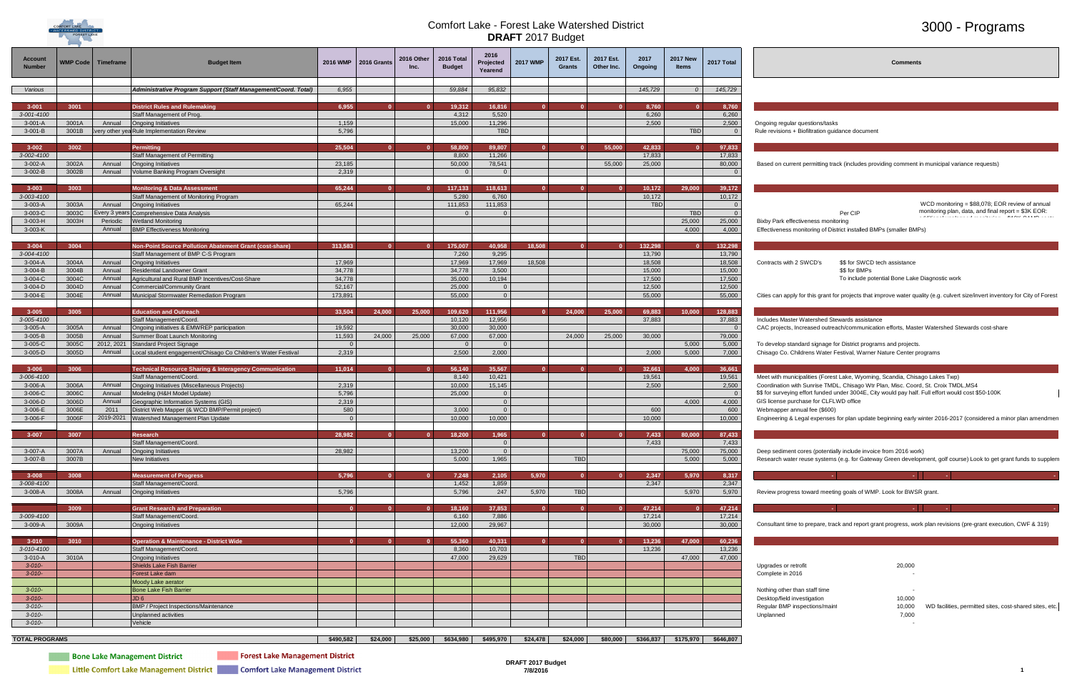# Comfort Lake - Forest Lake Watershed District
## DRAFT 2017 Budget

# 3000 - Programs

| Account Number | WMP Code | Timeframe | Budget Item | 2016 WMP | 2016 Grants | 2016 Other Inc. | 2016 Total Budget | 2016 Projected Yearend | 2017 WMP | 2017 Est. Grants | 2017 Est. Other Inc. | 2017 Ongoing | 2017 New Items | 2017 Total | Comments |
|---|---|---|---|---|---|---|---|---|---|---|---|---|---|---|---|
| Various | | | Administrative Program Support (Staff Management/Coord. Total) | 6,955 | | | 59,884 | 95,832 | | | | 145,729 | 0 | 145,729 | |
| 3-001 | 3001 | | District Rules and Rulemaking | 6,955 | 0 | 0 | 19,312 | 16,816 | 0 | 0 | 0 | 8,760 | 0 | 8,760 | |
| 3-001-4100 | | | Staff Management of Prog. | | | | 4,312 | 5,520 | | | | 6,260 | | 6,260 | |
| 3-001-A | 3001A | Annual | Ongoing Initiatives | 1,159 | | | 15,000 | 11,296 | | | | 2,500 | | 2,500 | Ongoing regular questions/tasks |
| 3-001-B | 3001B | Every other year | Rule Implementation Review | 5,796 | | | | TBD | | | | | TBD | 0 | Rule revisions + Biofiltration guidance document |
| 3-002 | 3002 | | Permitting | 25,504 | 0 | 0 | 58,800 | 89,807 | 0 | 0 | 55,000 | 42,833 | 0 | 97,833 | |
| 3-002-4100 | | | Staff Management of Permitting | | | | 8,800 | 11,266 | | | | 17,833 | | 17,833 | |
| 3-002-A | 3002A | Annual | Ongoing Initiatives | 23,185 | | | 50,000 | 78,541 | | | 55,000 | 25,000 | | 80,000 | Based on current permitting track (includes providing comment in municipal variance requests) |
| 3-002-B | 3002B | Annual | Volume Banking Program Oversight | 2,319 | | | 0 | 0 | | | | | | 0 | |
| 3-003 | 3003 | | Monitoring & Data Assessment | 65,244 | 0 | 0 | 117,133 | 118,613 | 0 | 0 | 0 | 10,172 | 29,000 | 39,172 | |
| 3-003-4100 | | | Staff Management of Monitoring Program | | | | 5,280 | 6,760 | | | | 10,172 | | 10,172 | |
| 3-003-A | 3003A | Annual | Ongoing Initiatives | 65,244 | | | 111,853 | 111,853 | | | | TBD | | 0 | WCD monitoring = $88,078; EOR review of annual monitoring plan, data, and final report = $3K EOR: |
| 3-003-C | 3003C | Every 3 years | Comprehensive Data Analysis | | | | 0 | 0 | | | | | TBD | 0 | Per CIP |
| 3-003-H | 3003H | Periodic | Wetland Monitoring | | | | | | | | | | 25,000 | 25,000 | Bixby Park effectiveness monitoring |
| 3-003-K | | Annual | BMP Effectiveness Monitoring | | | | | | | | | | 4,000 | 4,000 | Effectiveness monitoring of District installed BMPs (smaller BMPs) |
| 3-004 | 3004 | | Non-Point Source Pollution Abatement Grant (cost-share) | 313,583 | 0 | 0 | 175,007 | 40,958 | 18,508 | 0 | 0 | 132,298 | 0 | 132,298 | |
| 3-004-4100 | | | Staff Management of BMP C-S Program | | | | 7,260 | 9,295 | | | | 13,790 | | 13,790 | |
| 3-004-A | 3004A | Annual | Ongoing Initiatives | 17,969 | | | 17,969 | 17,969 | 18,508 | | | 18,508 | | 18,508 | Contracts with 2 SWCD's — $$ for SWCD tech assistance |
| 3-004-B | 3004B | Annual | Residential Landowner Grant | 34,778 | | | 34,778 | 3,500 | | | | 15,000 | | 15,000 | $$ for BMPs |
| 3-004-C | 3004C | Annual | Agricultural and Rural BMP Incentives/Cost-Share | 34,778 | | | 35,000 | 10,194 | | | | 17,500 | | 17,500 | To include potential Bone Lake Diagnostic work |
| 3-004-D | 3004D | Annual | Commercial/Community Grant | 52,167 | | | 25,000 | 0 | | | | 12,500 | | 12,500 | |
| 3-004-E | 3004E | Annual | Municipal Stormwater Remediation Program | 173,891 | | | 55,000 | 0 | | | | 55,000 | | 55,000 | Cities can apply for this grant for projects that improve water quality (e.g. culvert size/invert inventory for City of Forest |
| 3-005 | 3005 | | Education and Outreach | 33,504 | 24,000 | 25,000 | 109,620 | 111,956 | 0 | 24,000 | 25,000 | 69,883 | 10,000 | 128,883 | |
| 3-005-4100 | | | Staff Management/Coord. | | | | 10,120 | 12,956 | | | | 37,883 | | 37,883 | Includes Master Watershed Stewards assistance |
| 3-005-A | 3005A | Annual | Ongoing initiatives & EMWREP participation | 19,592 | | | 30,000 | 30,000 | | | | | | 0 | CAC projects, Increased outreach/communication efforts, Master Watershed Stewards cost-share |
| 3-005-B | 3005B | Annual | Summer Boat Launch Monitoring | 11,593 | 24,000 | 25,000 | 67,000 | 67,000 | | 24,000 | 25,000 | 30,000 | | 79,000 | |
| 3-005-C | 3005C | 2012, 2021 | Standard Project Signage | 0 | | | 0 | 0 | | | | | 5,000 | 5,000 | To develop standard signage for District programs and projects. |
| 3-005-D | 3005D | Annual | Local student engagement/Chisago Co Children's Water Festival | 2,319 | | | 2,500 | 2,000 | | | | 2,000 | 5,000 | 7,000 | Chisago Co. Childrens Water Festival, Warner Nature Center programs |
| 3-006 | 3006 | | Technical Resource Sharing & Interagency Communication | 11,014 | 0 | 0 | 56,140 | 35,567 | 0 | 0 | 0 | 32,661 | 4,000 | 36,661 | |
| 3-006-4100 | | | Staff Management/Coord. | | | | 8,140 | 10,421 | | | | 19,561 | | 19,561 | Meet with municipalities (Forest Lake, Wyoming, Scandia, Chisago Lakes Twp) |
| 3-006-A | 3006A | Annual | Ongoing Initiatives (Miscellaneous Projects) | 2,319 | | | 10,000 | 15,145 | | | | 2,500 | | 2,500 | Coordination with Sunrise TMDL, Chisago Wtr Plan, Misc. Coord, St. Croix TMDL,MS4 |
| 3-006-C | 3006C | Annual | Modeling (H&H Model Update) | 5,796 | | | 25,000 | 0 | | | | | | 0 | $$ for surveying effort funded under 3004E, City would pay half. Full effort would cost $50-100K |
| 3-006-D | 3006D | Annual | Geographic Information Systems (GIS) | 2,319 | | | | 0 | | | | | 4,000 | 4,000 | GIS license purchase for CLFLWD office |
| 3-006-E | 3006E | 2011 | District Web Mapper (& WCD BMP/Permit project) | 580 | | | 3,000 | 0 | | | | 600 | | 600 | Webmapper annual fee ($600) |
| 3-006-F | 3006F | 2019-2021 | Watershed Management Plan Update | 0 | | | 10,000 | 10,000 | | | | 10,000 | | 10,000 | Engineering & Legal expenses for plan update beginning early winter 2016-2017 (considered a minor plan amendmen |
| 3-007 | 3007 | | Research | 28,982 | 0 | 0 | 18,200 | 1,965 | 0 | 0 | 0 | 7,433 | 80,000 | 87,433 | |
| | | | Staff Management/Coord. | | | | | 0 | | | | 7,433 | | 7,433 | |
| 3-007-A | 3007A | Annual | Ongoing Initiatives | 28,982 | | | 13,200 | 0 | | | | | 75,000 | 75,000 | Deep sediment cores (potentially include invoice from 2016 work) |
| 3-007-B | 3007B | | New Initiatives | | | | 5,000 | 1,965 | | TBD | | | 5,000 | 5,000 | Research water reuse systems (e.g. for Gateway Green development, golf course) Look to get grant funds to supplem |
| 3-008 | 3008 | | Measurement of Progress | 5,796 | 0 | 0 | 7,248 | 2,105 | 5,970 | 0 | 0 | 2,347 | 5,970 | 8,317 | |
| 3-008-4100 | | | Staff Management/Coord. | | | | 1,452 | 1,859 | | | | 2,347 | | 2,347 | |
| 3-008-A | 3008A | Annual | Ongoing Initiatives | 5,796 | | | 5,796 | 247 | 5,970 | TBD | | | 5,970 | 5,970 | Review progress toward meeting goals of WMP. Look for BWSR grant. |
| | 3009 | | Grant Research and Preparation | 0 | 0 | 0 | 18,160 | 37,853 | 0 | 0 | 0 | 47,214 | 0 | 47,214 | |
| 3-009-4100 | | | Staff Management/Coord. | | | | 6,160 | 7,886 | | | | 17,214 | | 17,214 | |
| 3-009-A | 3009A | | Ongoing Initiatives | | | | 12,000 | 29,967 | | | | 30,000 | | 30,000 | Consultant time to prepare, track and report grant progress, work plan revisions (pre-grant execution, CWF & 319) |
| 3-010 | 3010 | | Operation & Maintenance - District Wide | 0 | 0 | 0 | 55,360 | 40,331 | 0 | 0 | 0 | 13,236 | 47,000 | 60,236 | |
| 3-010-4100 | | | Staff Management/Coord. | | | | 8,360 | 10,703 | | | | 13,236 | | 13,236 | |
| 3-010-A | 3010A | | Ongoing Initiatives | | | | 47,000 | 29,629 | | TBD | | | 47,000 | 47,000 | |
| 3-010- | | | Shields Lake Fish Barrier | | | | | | | | | | | | Upgrades or retrofit — 20,000 |
| 3-010- | | | Forest Lake dam | | | | | | | | | | | | Complete in 2016 — - |
| | | | Moody Lake aerator | | | | | | | | | | | | |
| 3-010- | | | Bone Lake Fish Barrier | | | | | | | | | | | | Nothing other than staff time — - |
| 3-010- | | | JD 6 | | | | | | | | | | | | Desktop/field investigation — 10,000 |
| 3-010- | | | BMP / Project Inspections/Maintenance | | | | | | | | | | | | Regular BMP inspections/maint — 10,000 — WD facilities, permitted sites, cost-shared sites, etc. |
| 3-010- | | | Unplanned activities | | | | | | | | | | | | Unplanned — 7,000 |
| 3-010- | | | Vehicle | | | | | | | | | | | | - |
| TOTAL PROGRAMS | | | | $490,582 | $24,000 | $25,000 | $634,980 | $495,970 | $24,478 | $24,000 | $80,000 | $366,837 | $175,970 | $646,807 | |

Legend: Bone Lake Management District; Forest Lake Management District; Little Comfort Lake Management District; Comfort Lake Management District

DRAFT 2017 Budget
7/8/2016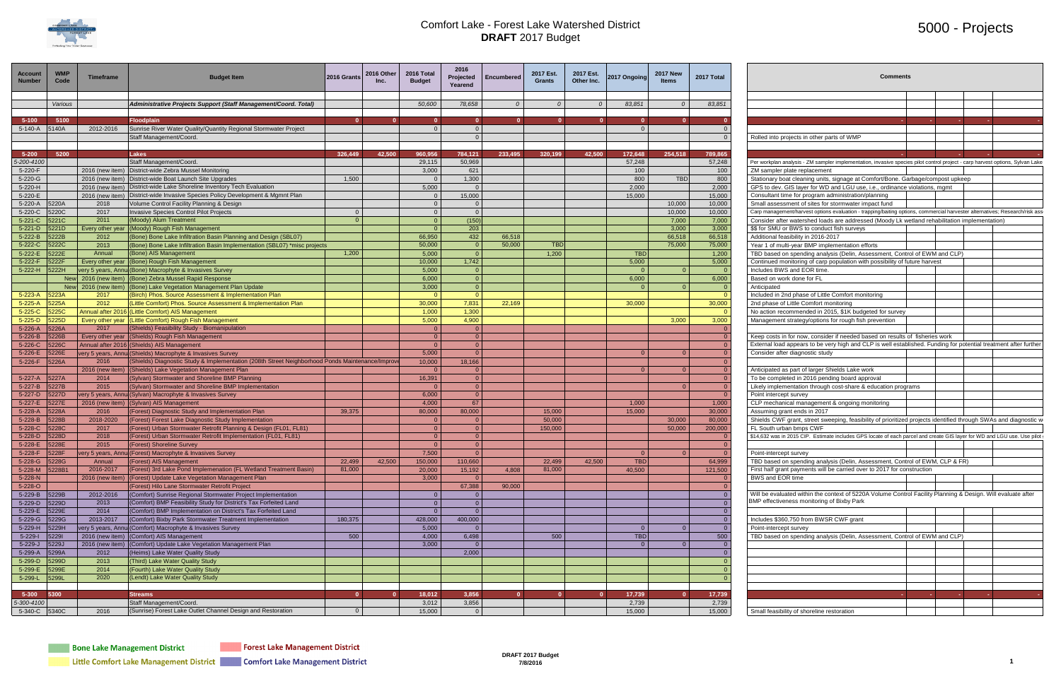# Comfort Lake - Forest Lake Watershed District
## DRAFT 2017 Budget

# 5000 - Projects

| Account Number | WMP Code | Timeframe | Budget Item | 2016 Grants | 2016 Other Inc. | 2016 Total Budget | 2016 Projected Yearend | Encumbered | 2017 Est. Grants | 2017 Est. Other Inc. | 2017 Ongoing | 2017 New Items | 2017 Total | Comments |
|---|---|---|---|---|---|---|---|---|---|---|---|---|---|---|
| | *Various* | | ***Administrative Projects Support (Staff Management/Coord. Total)*** | | | *50,600* | *78,658* | *0* | *0* | *0* | *83,851* | *0* | *83,851* | |
| **5-100** | **5100** | | **Floodplain** | **0** | **0** | **0** | **0** | **0** | **0** | **0** | **0** | **0** | **0** | - - - - |
| 5-140-A | 5140A | 2012-2016 | Sunrise River Water Quality/Quantity Regional Stormwater Project | | | 0 | 0 | | | | 0 | | 0 | |
| | | | Staff Management/Coord. | | | | 0 | | | | | | 0 | Rolled into projects in other parts of WMP |
| **5-200** | **5200** | | **Lakes** | **326,449** | **42,500** | **960,956** | **784,121** | **233,495** | **320,199** | **42,500** | **172,648** | **254,518** | **789,865** | - - - |
| *5-200-4100* | | | Staff Management/Coord. | | | 29,115 | 50,969 | | | | 57,248 | | 57,248 | Per workplan analysis - ZM sampler implementation, invasive species pilot control project - carp harvest options, Sylvan Lake |
| 5-220-F | | 2016 (new item) | District-wide Zebra Mussel Monitoring | | | 3,000 | 621 | | | | 100 | | 100 | ZM sampler plate replacement |
| 5-220-G | | 2016 (new item) | District-wide Boat Launch Site Upgrades | 1,500 | | 0 | 1,300 | | | | 800 | TBD | 800 | Stationary boat cleaning units, signage at Comfort/Bone. Garbage/compost upkeep |
| 5-220-H | | 2016 (new item) | District-wide Lake Shoreline Inventory Tech Evaluation | | | 5,000 | 0 | | | | 2,000 | | 2,000 | GPS to dev. GIS layer for WD and LGU use, i.e., ordinance violations, mgmt |
| 5-220-E | | 2016 (new item) | District-wide Invasive Species Policy Development & Mgmnt Plan | | | 0 | 15,000 | | | | 15,000 | | 15,000 | Consultant time for program administration/planning |
| 5-220-A | 5220A | 2018 | Volume Control Facility Planning & Design | | | 0 | 0 | | | | | 10,000 | 10,000 | Small assessment of sites for stormwater impact fund |
| 5-220-C | 5220C | 2017 | Invasive Species Control Pilot Projects | 0 | | 0 | 0 | | | | | 10,000 | 10,000 | Carp management/harvest options evaluation - trapping/baiting options, commercial harvester alternatives; Research/risk ass |
| 5-221-C | 5221C | 2011 | (Moody) Alum Treatment | 0 | | 0 | (150) | | | | | 7,000 | 7,000 | Consider after watershed loads are addressed (Moody Lk wetland rehabilitation implementation) |
| 5-221-D | 5221D | Every other year | (Moody) Rough Fish Management | | | 0 | 203 | | | | | 3,000 | 3,000 | $$ for SMU or BWS to conduct fish surveys |
| 5-222-B | 5222B | 2012 | (Bone) Bone Lake Infiltration Basin Planning and Design (SBL07) | | | 66,950 | 432 | 66,518 | | | | 66,518 | 66,518 | Additional feasibility in 2016-2017 |
| 5-222-C | 5222C | 2013 | (Bone) Bone Lake Infiltration Basin Implementation (SBL07) *misc projects | | | 50,000 | 0 | 50,000 | TBD | | | 75,000 | 75,000 | Year 1 of multi-year BMP implementation efforts |
| 5-222-E | 5222E | Annual | (Bone) AIS Management | 1,200 | | 5,000 | 0 | | 1,200 | | TBD | | 1,200 | TBD based on spending analysis (Delin, Assessment, Control of EWM and CLP) |
| 5-222-F | 5222F | Every other year | (Bone) Rough Fish Management | | | 10,000 | 1,742 | | | | 5,000 | | 5,000 | Continued monitoring of carp population with possibility of future harvest |
| 5-222-H | 5222H | very 5 years, Annu | (Bone) Macrophyte & Invasives Survey | | | 5,000 | 0 | | | | 0 | 0 | 0 | Includes BWS and EOR time. |
| | New | 2016 (new item) | (Bone) Zebra Mussel Rapid Response | | | 6,000 | 0 | | | | 6,000 | | 6,000 | Based on work done for FL |
| | New | 2016 (new item) | (Bone) Lake Vegetation Management Plan Update | | | 3,000 | 0 | | | | 0 | 0 | 0 | Anticipated |
| 5-223-A | 5223A | 2017 | (Birch) Phos. Source Assessment & Implementation Plan | | | 0 | 0 | | | | | | 0 | Included in 2nd phase of Little Comfort monitoring |
| 5-225-A | 5225A | 2012 | (Little Comfort) Phos. Source Assessment & Implementation Plan | | | 30,000 | 7,831 | 22,169 | | | 30,000 | | 30,000 | 2nd phase of Little Comfort monitoring |
| 5-225-C | 5225C | Annual after 2016 | (Little Comfort) AIS Management | | | 1,000 | 1,300 | | | | | | 0 | No action recommended in 2015, $1K budgeted for survey |
| 5-225-D | 5225D | Every other year | (Little Comfort) Rough Fish Management | | | 5,000 | 4,900 | | | | | 3,000 | 3,000 | Management strategy/options for rough fish prevention |
| 5-226-A | 5226A | 2017 | (Shields) Feasibility Study - Biomanipulation | | | 0 | 0 | | | | | | 0 | |
| 5-226-B | 5226B | Every other year | (Shields) Rough Fish Management | | | 0 | 0 | | | | | | 0 | Keep costs in for now, consider if needed based on results of fisheries work |
| 5-226-C | 5226C | Annual after 2016 | (Shields) AIS Management | | | 0 | 0 | | | | | | 0 | External load appears to be very high and CLP is well established. Funding for potential treatment after further |
| 5-226-E | 5226E | very 5 years, Annu | (Shields) Macrophyte & Invasives Survey | | | 5,000 | 0 | | | | 0 | 0 | 0 | Consider after diagnostic study |
| 5-226-F | 5226A | 2016 | (Shields) Diagnostic Study & Implementation (208th Street Neighborhood Ponds Maintenance/Improve | | | 10,000 | 18,166 | | | | | | 0 | |
| | | 2016 (new item) | (Shields) Lake Vegetation Management Plan | | | 0 | 0 | | | | 0 | 0 | 0 | Anticipated as part of larger Shields Lake work |
| 5-227-A | 5227A | 2014 | (Sylvan) Stormwater and Shoreline BMP Planning | | | 16,391 | 0 | | | | | | 0 | To be completed in 2016 pending board approval |
| 5-227-B | 5227B | 2015 | (Sylvan) Stormwater and Shoreline BMP Implementation | | | 0 | 0 | | | | | 0 | 0 | Likely implementation through cost-share & education programs |
| 5-227-D | 5227D | very 5 years, Annu | (Sylvan) Macrophyte & Invasives Survey | | | 6,000 | 0 | | | | | | 0 | Point intercept survey |
| 5-227-E | 5227E | 2016 (new item) | (Sylvan) AIS Management | | | 4,000 | 67 | | | | 1,000 | | 1,000 | CLP mechanical management & ongoing monitoring |
| 5-228-A | 5228A | 2016 | (Forest) Diagnostic Study and Implementation Plan | 39,375 | | 80,000 | 80,000 | | 15,000 | | 15,000 | | 30,000 | Assuming grant ends in 2017 |
| 5-228-B | 5228B | 2018-2020 | (Forest) Forest Lake Diagnostic Study Implementation | | | 0 | 0 | | 50,000 | | | 30,000 | 80,000 | Shields CWF grant, street sweeping, feasibility of prioritized projects identified through SWAs and diagnostic w |
| 5-228-C | 5228C | 2017 | (Forest) Urban Stormwater Retrofit Planning & Design (FL01, FL81) | | | 0 | 0 | | 150,000 | | | 50,000 | 200,000 | FL South urban bmps CWF |
| 5-228-D | 5228D | 2018 | (Forest) Urban Stormwater Retrofit Implementation (FL01, FL81) | | | 0 | 0 | | | | | | 0 | $14,632 was in 2015 CIP. Estimate includes GPS locate of each parcel and create GIS layer for WD and LGU use. Use pilot |
| 5-228-E | 5228E | 2015 | (Forest) Shoreline Survey | | | 0 | 0 | | | | | | 0 | |
| 5-228-F | 5228F | very 5 years, Annu | (Forest) Macrophyte & Invasives Survey | | | 7,500 | 0 | | | | 0 | 0 | 0 | Point-intercept survey |
| 5-228-G | 5228G | Annual | (Forest) AIS Management | 22,499 | 42,500 | 150,000 | 110,660 | | 22,499 | 42,500 | TBD | | 64,999 | TBD based on spending analysis (Delin, Assessment, Control of EWM, CLP & FR) |
| 5-228-M | 5228B1 | 2016-2017 | (Forest) 3rd Lake Pond Implemenation (FL Wetland Treatment Basin) | 81,000 | | 20,000 | 15,192 | 4,808 | 81,000 | | 40,500 | | 121,500 | First half grant payments will be carried over to 2017 for construction |
| 5-228-N | | 2016 (new item) | (Forest) Update Lake Vegetation Management Plan | | | 3,000 | 0 | | | | | | 0 | BWS and EOR time |
| 5-228-O | | | (Forest) Hilo Lane Stormwater Retrofit Project | | | | 67,388 | 90,000 | | | | | 0 | |
| 5-229-B | 5229B | 2012-2016 | (Comfort) Sunrise Regional Stormwater Project Implementation | | | 0 | 0 | | | | | | 0 | Will be evaluated within the context of 5220A Volume Control Facility Planning & Design. Will evaluate after BMP effectiveness monitoring of Bixby Park |
| 5-229-D | 5229D | 2013 | (Comfort) BMP Feasibility Study for District's Tax Forfeited Land | | | 0 | 0 | | | | | | 0 | |
| 5-229-E | 5229E | 2014 | (Comfort) BMP Implementation on District's Tax Forfeited Land | | | 0 | 0 | | | | | | 0 | |
| 5-229-G | 5229G | 2013-2017 | (Comfort) Bixby Park Stormwater Treatment Implementation | 180,375 | | 428,000 | 400,000 | | | | | | 0 | Includes $360,750 from BWSR CWF grant |
| 5-229-H | 5229H | very 5 years, Annu | (Comfort) Macrophyte & Invasives Survey | | | 5,000 | 0 | | | | 0 | 0 | 0 | Point-intercept survey |
| 5-229-I | 5229I | 2016 (new item) | (Comfort) AIS Management | 500 | | 4,000 | 6,498 | | 500 | | TBD | | 500 | TBD based on spending analysis (Delin, Assessment, Control of EWM and CLP) |
| 5-229-J | 5229J | 2016 (new item) | (Comfort) Update Lake Vegetation Management Plan | | | 3,000 | 0 | | | | 0 | 0 | 0 | |
| 5-299-A | 5299A | 2012 | (Heims) Lake Water Quality Study | | | | 2,000 | | | | | | 0 | |
| 5-299-D | 5299D | 2013 | (Third) Lake Water Quality Study | | | | | | | | | | 0 | |
| 5-299-E | 5299E | 2014 | (Fourth) Lake Water Quality Study | | | | | | | | | | 0 | |
| 5-299-L | 5299L | 2020 | (Lendt) Lake Water Quality Study | | | | | | | | | | 0 | |
| **5-300** | **5300** | | **Streams** | **0** | **0** | **18,012** | **3,856** | **0** | **0** | **0** | **17,739** | **0** | **17,739** | - - - - |
| *5-300-4100* | | | Staff Management/Coord. | | | 3,012 | 3,856 | | | | 2,739 | | 2,739 | |
| 5-340-C | 5340C | 2016 | (Sunrise) Forest Lake Outlet Channel Design and Restoration | 0 | | 15,000 | 0 | | | | 15,000 | | 15,000 | Small feasibility of shoreline restoration |

Legend: Bone Lake Management District; Forest Lake Management District; Little Comfort Lake Management District; Comfort Lake Management District

DRAFT 2017 Budget
7/8/2016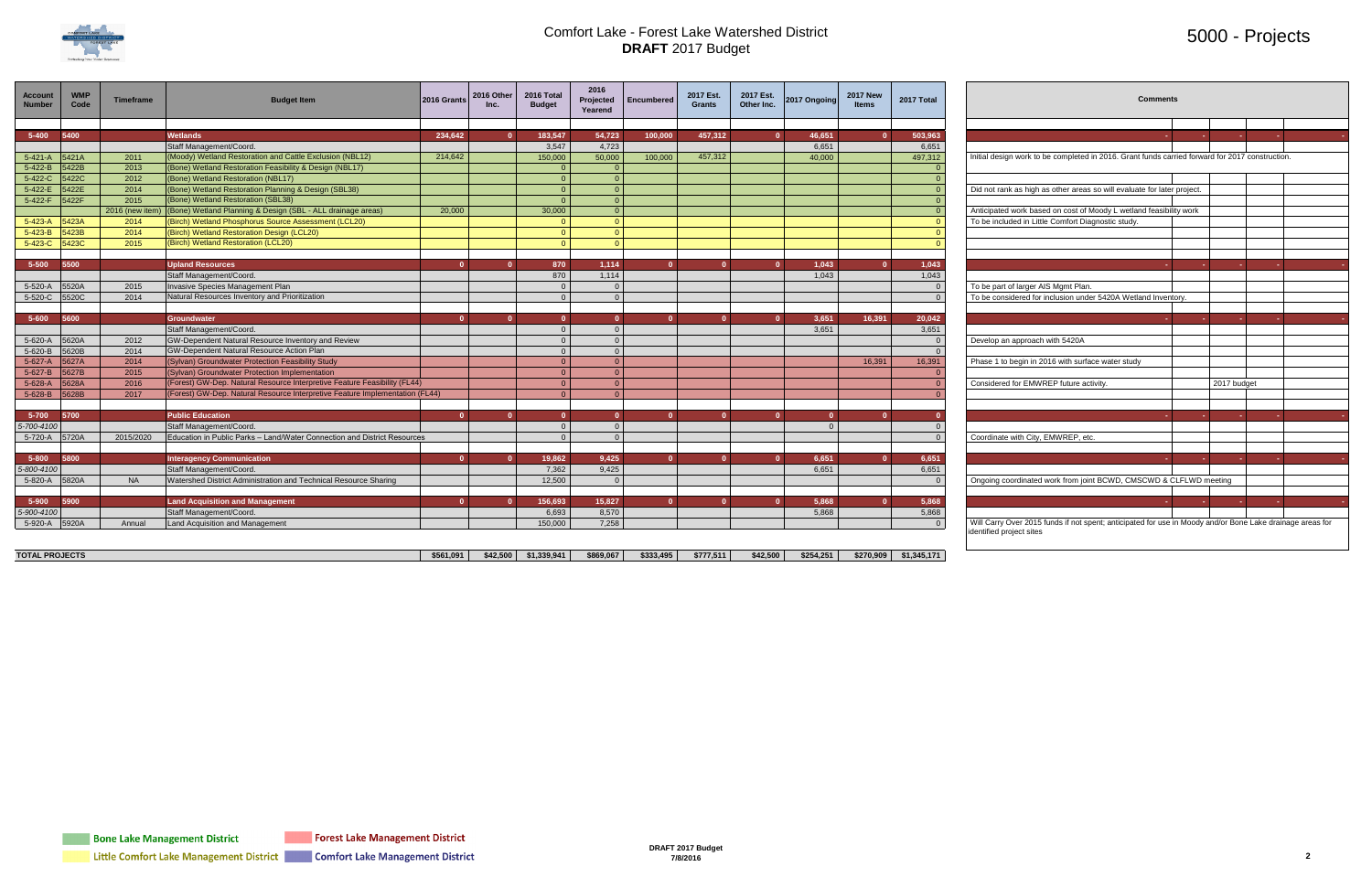# Comfort Lake - Forest Lake Watershed District
## DRAFT 2017 Budget

# 5000 - Projects

| Account Number | WMP Code | Timeframe | Budget Item | 2016 Grants | 2016 Other Inc. | 2016 Total Budget | 2016 Projected Yearend | Encumbered | 2017 Est. Grants | 2017 Est. Other Inc. | 2017 Ongoing | 2017 New Items | 2017 Total | Comments |
|---|---|---|---|---|---|---|---|---|---|---|---|---|---|---|
| **5-400** | **5400** | | **Wetlands** | **234,642** | **0** | **183,547** | **54,723** | **100,000** | **457,312** | **0** | **46,651** | **0** | **503,963** | |
| | | | Staff Management/Coord. | | | 3,547 | 4,723 | | | | 6,651 | | 6,651 | |
| 5-421-A | 5421A | 2011 | (Moody) Wetland Restoration and Cattle Exclusion (NBL12) | 214,642 | | 150,000 | 50,000 | 100,000 | 457,312 | | 40,000 | | 497,312 | Initial design work to be completed in 2016. Grant funds carried forward for 2017 construction. |
| 5-422-B | 5422B | 2013 | (Bone) Wetland Restoration Feasibility & Design (NBL17) | | | 0 | 0 | | | | | | 0 | |
| 5-422-C | 5422C | 2012 | (Bone) Wetland Restoration (NBL17) | | | 0 | 0 | | | | | | 0 | |
| 5-422-E | 5422E | 2014 | (Bone) Wetland Restoration Planning & Design (SBL38) | | | 0 | 0 | | | | | | 0 | Did not rank as high as other areas so will evaluate for later project. |
| 5-422-F | 5422F | 2015 | (Bone) Wetland Restoration (SBL38) | | | 0 | 0 | | | | | | 0 | |
| | | 2016 (new item) | (Bone) Wetland Planning & Design (SBL - ALL drainage areas) | 20,000 | | 30,000 | 0 | | | | | | 0 | Anticipated work based on cost of Moody L wetland feasibility work |
| 5-423-A | 5423A | 2014 | (Birch) Wetland Phosphorus Source Assessment (LCL20) | | | 0 | 0 | | | | | | 0 | To be included in Little Comfort Diagnostic study. |
| 5-423-B | 5423B | 2014 | (Birch) Wetland Restoration Design (LCL20) | | | 0 | 0 | | | | | | 0 | |
| 5-423-C | 5423C | 2015 | (Birch) Wetland Restoration (LCL20) | | | 0 | 0 | | | | | | 0 | |
| **5-500** | **5500** | | **Upland Resources** | **0** | **0** | **870** | **1,114** | **0** | **0** | **0** | **1,043** | **0** | **1,043** | |
| | | | Staff Management/Coord. | | | 870 | 1,114 | | | | 1,043 | | 1,043 | |
| 5-520-A | 5520A | 2015 | Invasive Species Management Plan | | | 0 | 0 | | | | | | 0 | To be part of larger AIS Mgmt Plan. |
| 5-520-C | 5520C | 2014 | Natural Resources Inventory and Prioritization | | | 0 | 0 | | | | | | 0 | To be considered for inclusion under 5420A Wetland Inventory. |
| **5-600** | **5600** | | **Groundwater** | **0** | **0** | **0** | **0** | **0** | **0** | **0** | **3,651** | **16,391** | **20,042** | |
| | | | Staff Management/Coord. | | | 0 | 0 | | | | 3,651 | | 3,651 | |
| 5-620-A | 5620A | 2012 | GW-Dependent Natural Resource Inventory and Review | | | 0 | 0 | | | | | | 0 | Develop an approach with 5420A |
| 5-620-B | 5620B | 2014 | GW-Dependent Natural Resource Action Plan | | | 0 | 0 | | | | | | 0 | |
| 5-627-A | 5627A | 2014 | (Sylvan) Groundwater Protection Feasibility Study | | | 0 | 0 | | | | | 16,391 | 16,391 | Phase 1 to begin in 2016 with surface water study |
| 5-627-B | 5627B | 2015 | (Sylvan) Groundwater Protection Implementation | | | 0 | 0 | | | | | | 0 | |
| 5-628-A | 5628A | 2016 | (Forest) GW-Dep. Natural Resource Interpretive Feature Feasibility (FL44) | | | 0 | 0 | | | | | | 0 | Considered for EMWREP future activity. 2017 budget |
| 5-628-B | 5628B | 2017 | (Forest) GW-Dep. Natural Resource Interpretive Feature Implementation (FL44) | | | 0 | 0 | | | | | | 0 | |
| **5-700** | **5700** | | **Public Education** | **0** | **0** | **0** | **0** | **0** | **0** | **0** | **0** | **0** | **0** | |
| *5-700-4100* | | | Staff Management/Coord. | | | 0 | 0 | | | | 0 | | 0 | |
| 5-720-A | 5720A | 2015/2020 | Education in Public Parks – Land/Water Connection and District Resources | | | 0 | 0 | | | | | | 0 | Coordinate with City, EMWREP, etc. |
| **5-800** | **5800** | | **Interagency Communication** | **0** | **0** | **19,862** | **9,425** | **0** | **0** | **0** | **6,651** | **0** | **6,651** | |
| *5-800-4100* | | | Staff Management/Coord. | | | 7,362 | 9,425 | | | | 6,651 | | 6,651 | |
| 5-820-A | 5820A | NA | Watershed District Administration and Technical Resource Sharing | | | 12,500 | 0 | | | | | | 0 | Ongoing coordinated work from joint BCWD, CMSCWD & CLFLWD meeting |
| **5-900** | **5900** | | **Land Acquisition and Management** | **0** | **0** | **156,693** | **15,827** | **0** | **0** | **0** | **5,868** | **0** | **5,868** | |
| *5-900-4100* | | | Staff Management/Coord. | | | 6,693 | 8,570 | | | | 5,868 | | 5,868 | |
| 5-920-A | 5920A | Annual | Land Acquisition and Management | | | 150,000 | 7,258 | | | | | | 0 | Will Carry Over 2015 funds if not spent; anticipated for use in Moody and/or Bone Lake drainage areas for identified project sites |
| **TOTAL PROJECTS** | | | | **$561,091** | **$42,500** | **$1,339,941** | **$869,067** | **$333,495** | **$777,511** | **$42,500** | **$254,251** | **$270,909** | **$1,345,171** | |

Bone Lake Management District | Forest Lake Management District | Little Comfort Lake Management District | Comfort Lake Management District

DRAFT 2017 Budget
7/8/2016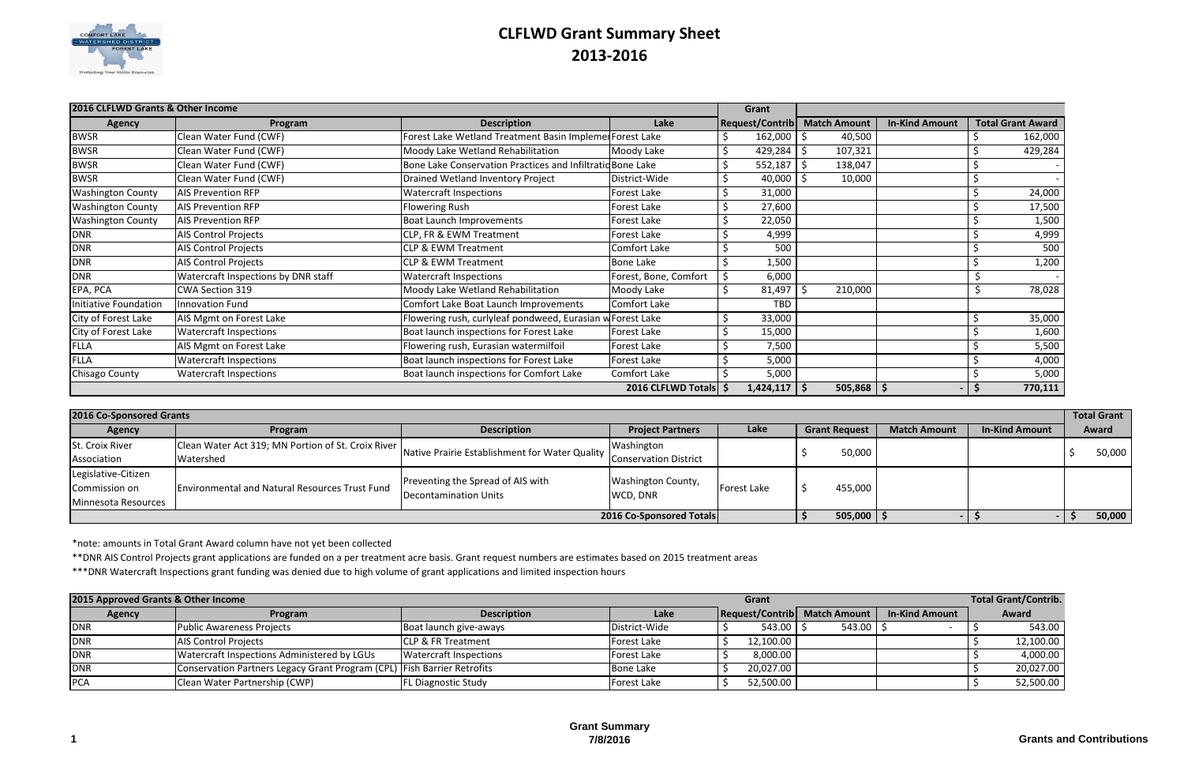# CLFLWD Grant Summary Sheet
# 2013-2016

| 2016 CLFLWD Grants & Other Income | | | | Grant | | | |
|---|---|---|---|---|---|---|---|
| Agency | Program | Description | Lake | Request/Contrib | Match Amount | In-Kind Amount | Total Grant Award |
| BWSR | Clean Water Fund (CWF) | Forest Lake Wetland Treatment Basin Implemen | Forest Lake | $ 162,000 | $ 40,500 | | $ 162,000 |
| BWSR | Clean Water Fund (CWF) | Moody Lake Wetland Rehabilitation | Moody Lake | $ 429,284 | $ 107,321 | | $ 429,284 |
| BWSR | Clean Water Fund (CWF) | Bone Lake Conservation Practices and Infiltratio | Bone Lake | $ 552,187 | $ 138,047 | | $ - |
| BWSR | Clean Water Fund (CWF) | Drained Wetland Inventory Project | District-Wide | $ 40,000 | $ 10,000 | | $ - |
| Washington County | AIS Prevention RFP | Watercraft Inspections | Forest Lake | $ 31,000 | | | $ 24,000 |
| Washington County | AIS Prevention RFP | Flowering Rush | Forest Lake | $ 27,600 | | | $ 17,500 |
| Washington County | AIS Prevention RFP | Boat Launch Improvements | Forest Lake | $ 22,050 | | | $ 1,500 |
| DNR | AIS Control Projects | CLP, FR & EWM Treatment | Forest Lake | $ 4,999 | | | $ 4,999 |
| DNR | AIS Control Projects | CLP & EWM Treatment | Comfort Lake | $ 500 | | | $ 500 |
| DNR | AIS Control Projects | CLP & EWM Treatment | Bone Lake | $ 1,500 | | | $ 1,200 |
| DNR | Watercraft Inspections by DNR staff | Watercraft Inspections | Forest, Bone, Comfort | $ 6,000 | | | $ - |
| EPA, PCA | CWA Section 319 | Moody Lake Wetland Rehabilitation | Moody Lake | $ 81,497 | $ 210,000 | | $ 78,028 |
| Initiative Foundation | Innovation Fund | Comfort Lake Boat Launch Improvements | Comfort Lake | TBD | | | |
| City of Forest Lake | AIS Mgmt on Forest Lake | Flowering rush, curlyleaf pondweed, Eurasian w | Forest Lake | $ 33,000 | | | $ 35,000 |
| City of Forest Lake | Watercraft Inspections | Boat launch inspections for Forest Lake | Forest Lake | $ 15,000 | | | $ 1,600 |
| FLLA | AIS Mgmt on Forest Lake | Flowering rush, Eurasian watermilfoil | Forest Lake | $ 7,500 | | | $ 5,500 |
| FLLA | Watercraft Inspections | Boat launch inspections for Forest Lake | Forest Lake | $ 5,000 | | | $ 4,000 |
| Chisago County | Watercraft Inspections | Boat launch inspections for Comfort Lake | Comfort Lake | $ 5,000 | | | $ 5,000 |
| | | | 2016 CLFLWD Totals | $ 1,424,117 | $ 505,868 | $ - | $ 770,111 |

| 2016 Co-Sponsored Grants | | | | | | | | Total Grant |
|---|---|---|---|---|---|---|---|---|
| Agency | Program | Description | Project Partners | Lake | Grant Request | Match Amount | In-Kind Amount | Award |
| St. Croix River Association | Clean Water Act 319; MN Portion of St. Croix River Watershed | Native Prairie Establishment for Water Quality | Washington Conservation District | | $ 50,000 | | | $ 50,000 |
| Legislative-Citizen Commission on Minnesota Resources | Environmental and Natural Resources Trust Fund | Preventing the Spread of AIS with Decontamination Units | Washington County, WCD, DNR | Forest Lake | $ 455,000 | | | |
| | | | 2016 Co-Sponsored Totals | | $ 505,000 | $ - | $ - | $ 50,000 |

*note: amounts in Total Grant Award column have not yet been collected

**DNR AIS Control Projects grant applications are funded on a per treatment acre basis. Grant request numbers are estimates based on 2015 treatment areas

***DNR Watercraft Inspections grant funding was denied due to high volume of grant applications and limited inspection hours

| 2015 Approved Grants & Other Income | | | | Grant | | | Total Grant/Contrib. |
|---|---|---|---|---|---|---|---|
| Agency | Program | Description | Lake | Request/Contrib | Match Amount | In-Kind Amount | Award |
| DNR | Public Awareness Projects | Boat launch give-aways | District-Wide | $ 543.00 | $ 543.00 | $ - | $ 543.00 |
| DNR | AIS Control Projects | CLP & FR Treatment | Forest Lake | $ 12,100.00 | | | $ 12,100.00 |
| DNR | Watercraft Inspections Administered by LGUs | Watercraft Inspections | Forest Lake | $ 8,000.00 | | | $ 4,000.00 |
| DNR | Conservation Partners Legacy Grant Program (CPL) | Fish Barrier Retrofits | Bone Lake | $ 20,027.00 | | | $ 20,027.00 |
| PCA | Clean Water Partnership (CWP) | FL Diagnostic Study | Forest Lake | $ 52,500.00 | | | $ 52,500.00 |

Grant Summary
7/8/2016

Grants and Contributions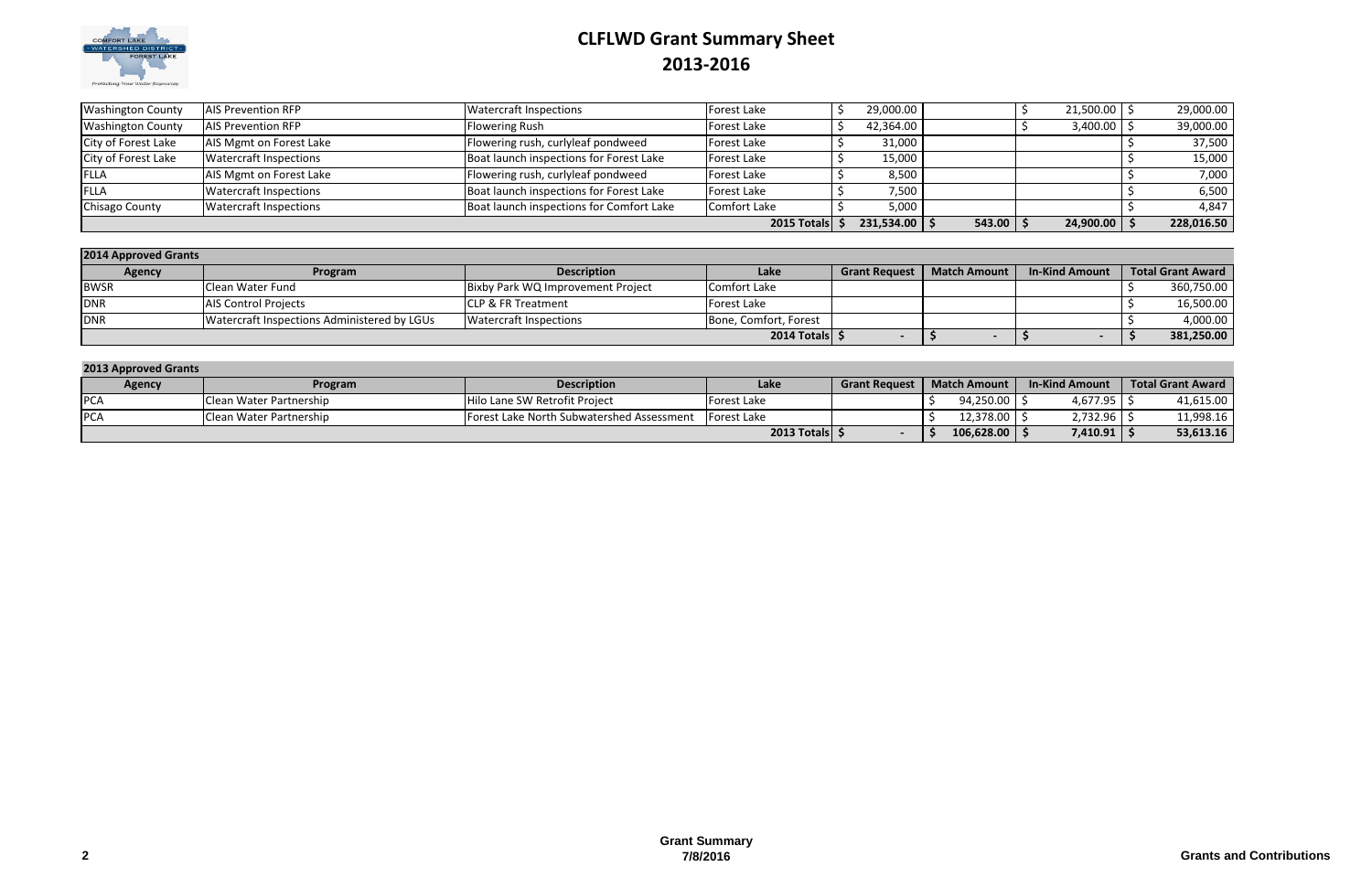# CLFLWD Grant Summary Sheet
## 2013-2016

| | | | | | | | |
|---|---|---|---|---|---|---|---|
| Washington County | AIS Prevention RFP | Watercraft Inspections | Forest Lake | $ 29,000.00 | | $ 21,500.00 | $ 29,000.00 |
| Washington County | AIS Prevention RFP | Flowering Rush | Forest Lake | $ 42,364.00 | | $ 3,400.00 | $ 39,000.00 |
| City of Forest Lake | AIS Mgmt on Forest Lake | Flowering rush, curlyleaf pondweed | Forest Lake | $ 31,000 | | | $ 37,500 |
| City of Forest Lake | Watercraft Inspections | Boat launch inspections for Forest Lake | Forest Lake | $ 15,000 | | | $ 15,000 |
| FLLA | AIS Mgmt on Forest Lake | Flowering rush, curlyleaf pondweed | Forest Lake | $ 8,500 | | | $ 7,000 |
| FLLA | Watercraft Inspections | Boat launch inspections for Forest Lake | Forest Lake | $ 7,500 | | | $ 6,500 |
| Chisago County | Watercraft Inspections | Boat launch inspections for Comfort Lake | Comfort Lake | $ 5,000 | | | $ 4,847 |
| | | | **2015 Totals** | **$ 231,534.00** | **$ 543.00** | **$ 24,900.00** | **$ 228,016.50** |

**2014 Approved Grants**

| Agency | Program | Description | Lake | Grant Request | Match Amount | In-Kind Amount | Total Grant Award |
|---|---|---|---|---|---|---|---|
| BWSR | Clean Water Fund | Bixby Park WQ Improvement Project | Comfort Lake | | | | $ 360,750.00 |
| DNR | AIS Control Projects | CLP & FR Treatment | Forest Lake | | | | $ 16,500.00 |
| DNR | Watercraft Inspections Administered by LGUs | Watercraft Inspections | Bone, Comfort, Forest | | | | $ 4,000.00 |
| | | | **2014 Totals** | **$ -** | **$ -** | **$ -** | **$ 381,250.00** |

**2013 Approved Grants**

| Agency | Program | Description | Lake | Grant Request | Match Amount | In-Kind Amount | Total Grant Award |
|---|---|---|---|---|---|---|---|
| PCA | Clean Water Partnership | Hilo Lane SW Retrofit Project | Forest Lake | | $ 94,250.00 | $ 4,677.95 | $ 41,615.00 |
| PCA | Clean Water Partnership | Forest Lake North Subwatershed Assessment | Forest Lake | | $ 12,378.00 | $ 2,732.96 | $ 11,998.16 |
| | | | **2013 Totals** | **$ -** | **$ 106,628.00** | **$ 7,410.91** | **$ 53,613.16** |